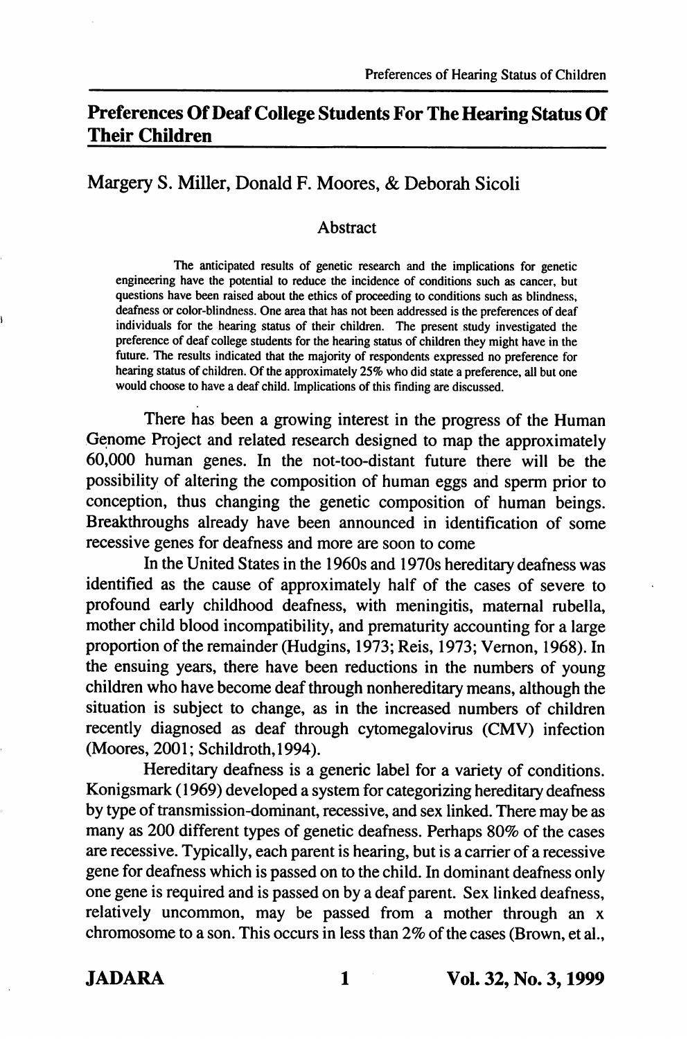# Preferences Of Deaf College Students For The Hearing Status Of Their Children

Margery S. Miller, Donald F. Moores, & Deborah Sicoli

## Abstract

The anticipated results of genetic research and the implications for genetic engineering have the potential to reduce the incidence of conditions such as cancer, but questions have been raised about the ethics of proceeding to conditions such as blindness, deafness or color-blindness. One area that has not been addressed is the preferences of deaf individuals for the hearing status of their children. The present study investigated the preference of deaf college students for the hearing status of children they might have in the future. The results indicated that the majority of respondents expressed no preference for hearing status of children. Of the approximately 25% who did state a preference, all but one would choose to have a deaf child. Implications of this finding are discussed.

There has been a growing interest in the progress of the Human Genome Project and related research designed to map the approximately 60,000 human genes. In the not-too-distant future there will be the possibility of altering the composition of human eggs and sperm prior to conception, thus changing the genetic composition of human beings. Breakthroughs already have been announced in identification of some recessive genes for deafness and more are soon to come

In the United States in the 1960s and 1970s hereditary deafness was identified as the cause of approximately half of the cases of severe to profound early childhood deafness, with meningitis, maternal rubella, mother child blood incompatibility, and prematurity accounting for a large proportion of the remainder (Hudgins, 1973; Reis, 1973; Vernon, 1968). In the ensuing years, there have been reductions in the numbers of young children who have become deaf through nonhereditary means, although the situation is subject to change, as in the increased numbers of children recently diagnosed as deaf through cytomegalovirus (CMV) infection (Moores, 2001; Schildroth,1994).

Hereditary deafness is a generic label for a variety of conditions. Konigsmark (1969) developed a system for categorizing hereditary deafness by type of transmission-dominant, recessive, and sex linked. There may be as many as 200 different types of genetic deafness. Perhaps 80% of the cases are recessive. Typically, each parent is hearing, but is a carrier of a recessive gene for deafness which is passed on to the child. In dominant deafness only one gene is required and is passed on by a deaf parent. Sex linked deafness, relatively uncommon, may be passed from a mother through an x chromosome to a son. This occurs in less than 2% of the cases (Brown, et al.,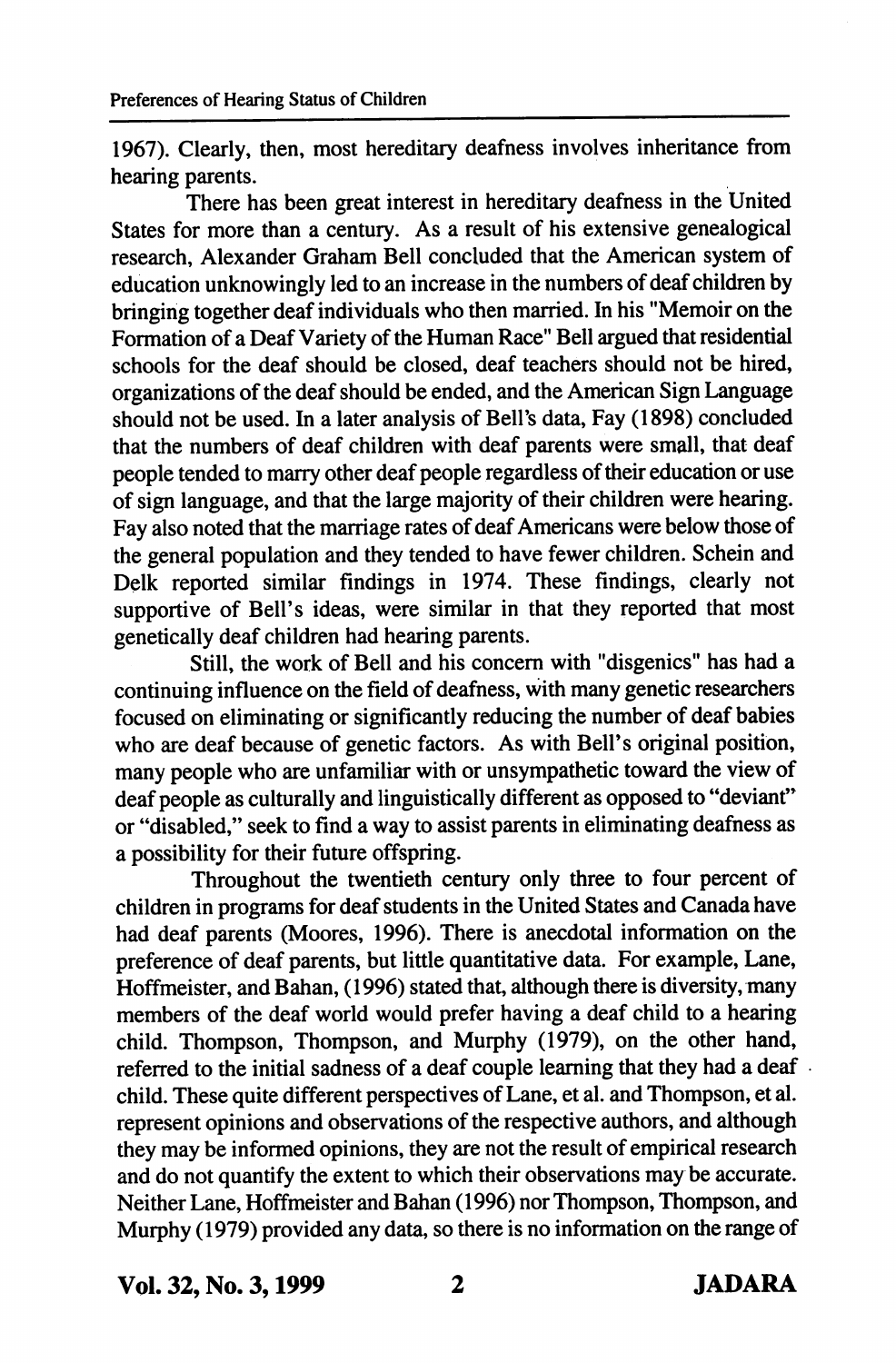1967). Clearly, then, most hereditary deafness involves inheritance from hearing parents.

There has been great interest in hereditary deafness in the United States for more than a century. As a result of his extensive genealogical research, Alexander Graham Bell concluded that the American system of education unknowingly led to an increase in the numbers of deaf children by bringing together deaf individuals who then married. In his "Memoir on the Formation of a Deaf Variety of the Human Race" Bell argued that residential schools for the deaf should be closed, deaf teachers should not be hired, organizations of the deaf should be ended, and the American Sign Language should not be used. In a later analysis of Bell's data, Fay (1898) concluded that the numbers of deaf children with deaf parents were small, that deaf people tended to marry other deaf people regardless of their education or use of sign language, and that the large majority of their children were hearing. Fay also noted that the marriage rates of deaf Americans were below those of the general population and they tended to have fewer children. Schein and Delk reported similar findings in 1974. These findings, clearly not supportive of Bell's ideas, were similar in that they reported that most genetically deaf children had hearing parents.

Still, the work of Bell and his concern with "disgenics" has had a continuing influence on the field of deafness, with many genetic researchers focused on eliminating or significantly reducing the number of deaf babies who are deaf because of genetic factors. As with Bell's original position, many people who are unfamiliar with or unsympathetic toward the view of deaf people as culturally and linguistically different as opposed to "deviant" or "disabled," seek to find a way to assist parents in eliminating deafness as a possibility for their future offspring.

Throughout the twentieth century only three to four percent of children in programs for deaf students in the United States and Canada have had deaf parents (Moores, 1996). There is anecdotal information on the preference of deaf parents, but little quantitative data. For example, Lane, Hoffmeister, and Bahan, (1996) stated that, although there is diversity, many members of the deaf world would prefer having a deaf child to a hearing child. Thompson, Thompson, and Murphy (1979), on the other hand, referred to the initial sadness of a deaf couple learning that they had a deaf child. These quite different perspectives of Lane, et al. and Thompson, et al. represent opinions and observations of the respective authors, and although they may be informed opinions, they are not the result of empirical research and do not quantify the extent to which their observations may be accurate. Neither Lane, Hoffmeister and Bahan (1996) nor Thompson, Thompson, and Murphy (1979) provided any data, so there is no information on the range of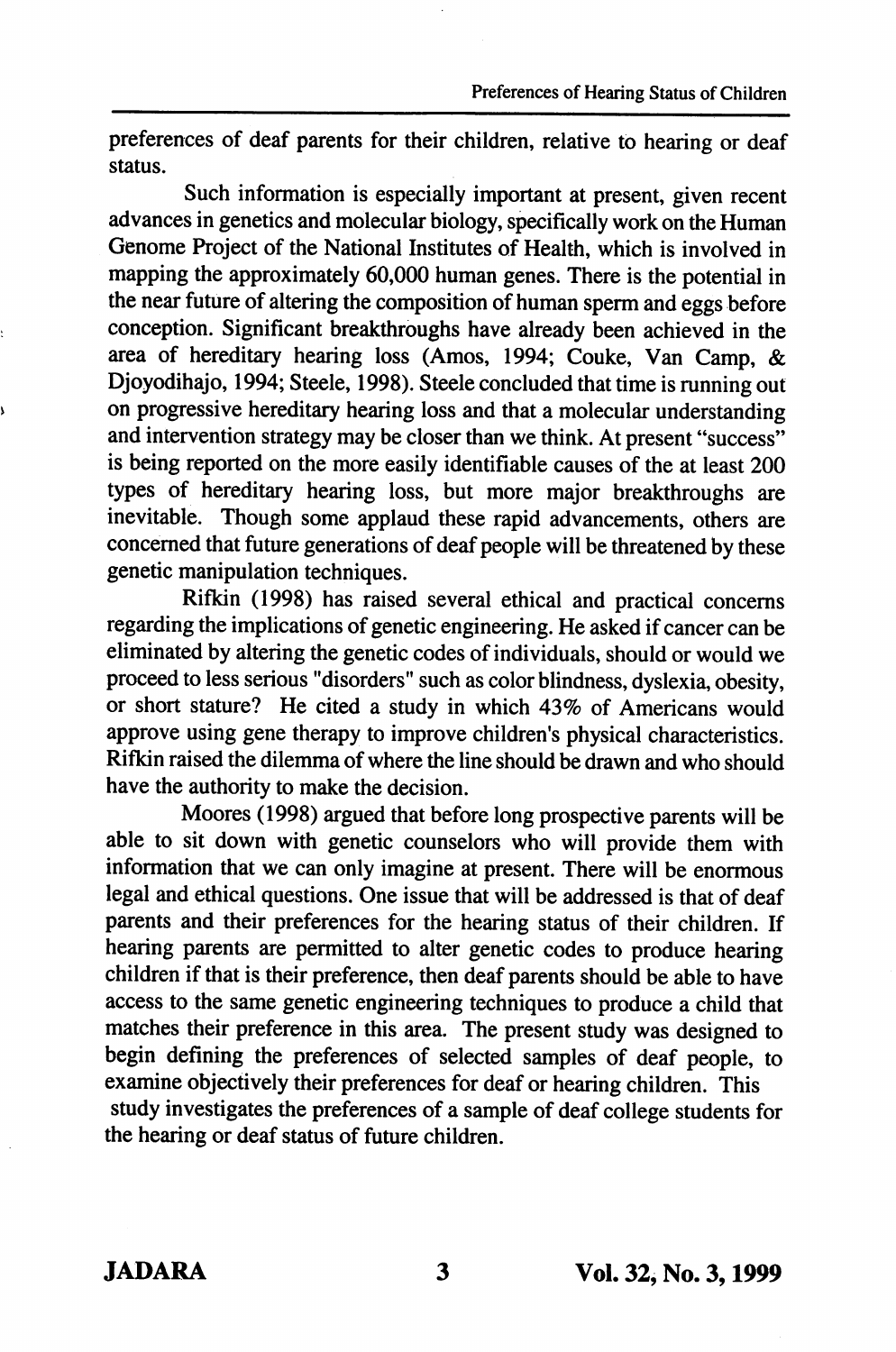preferences of deaf parents for their children, relative to hearing or deaf status.

Such information is especially important at present, given recent advances in genetics and molecular biology, specifically work on the Human Genome Project of the National Institutes of Health, which is involved in mapping the approximately 60,000 human genes. There is the potential in the near future of altering the composition of human sperm and eggs before conception. Significant breakthroughs have already been achieved in the area of hereditary hearing loss (Amos, 1994; Couke, Van Camp, & Djoyodihajo, 1994; Steele, 1998). Steele concluded that time is running out on progressive hereditary hearing loss and that a molecular understanding and intervention strategy may be closer than we think. At present "success" is being reported on the more easily identifiable causes of the at least 200 types of hereditary hearing loss, but more major breakthroughs are inevitable. Though some applaud these rapid advancements, others are concerned that future generations of deaf people will be threatened by these genetic manipulation techniques.

Rifkin (1998) has raised several ethical and practical concerns regarding the implications of genetic engineering. He asked if cancer can be eliminated by altering the genetic codes of individuals, should or would we proceed to less serious "disorders" such as color blindness, dyslexia, obesity, or short stature? He cited a study in which 43% of Americans would approve using gene therapy to improve children's physical characteristics. Rifkin raised the dilemma of where the line should be drawn and who should have the authority to make the decision.

Moores (1998) argued that before long prospective parents will be able to sit down with genetic counselors who will provide them with information that we can only imagine at present. There will be enormous legal and ethical questions. One issue that will be addressed is that of deaf parents and their preferences for the hearing status of their children. If hearing parents are permitted to alter genetic codes to produce hearing children if that is their preference, then deaf parents should be able to have access to the same genetic engineering techniques to produce a child that matches their preference in this area. The present study was designed to begin defining the preferences of selected samples of deaf people, to examine objectively their preferences for deaf or hearing children. This study investigates the preferences of a sample of deaf college students for the hearing or deaf status of future children.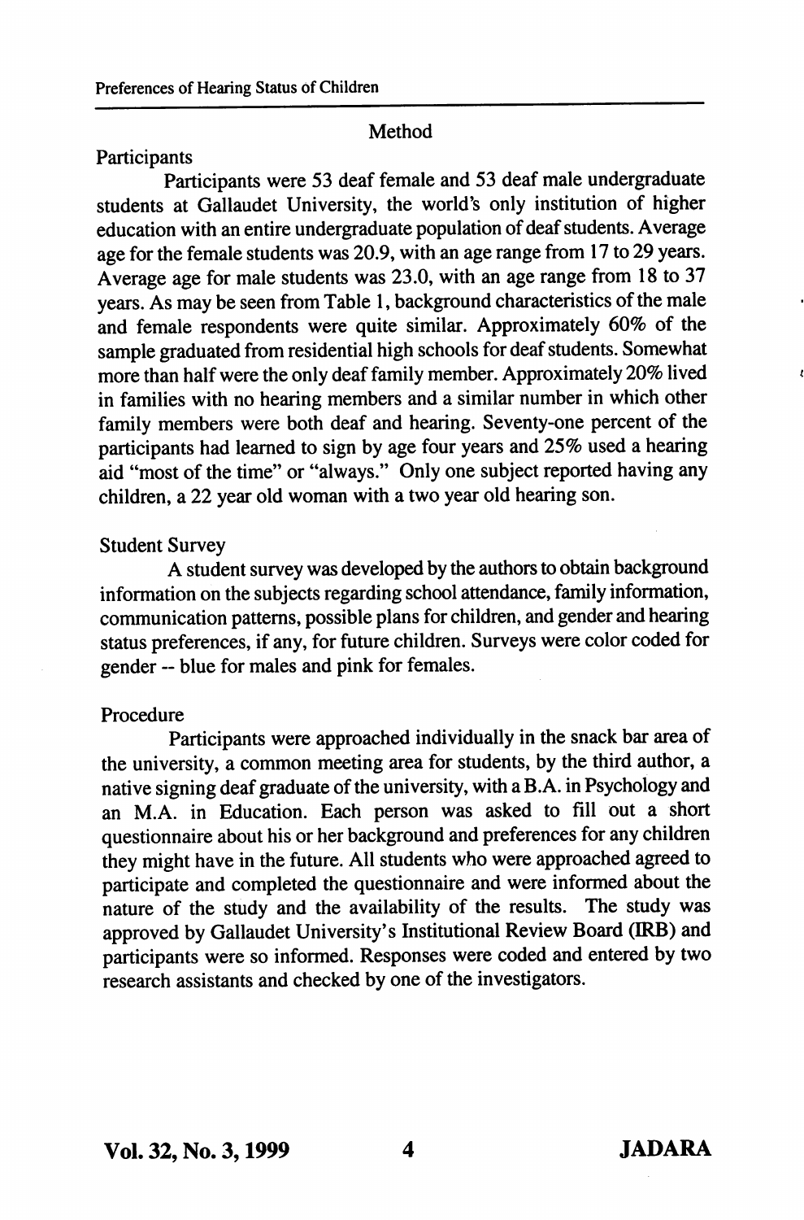## Method

### Participants

Participants were 53 deaf female and 53 deaf male undergraduate students at Gallaudet University, the world's only institution of higher education with an entire undergraduate population of deaf students. Average age for the female students was 20.9, with an age range from 17 to 29 years. Average age for male students was 23.0, with an age range from 18 to 37 years. As may be seen from Table 1, background characteristics of the male and female respondents were quite similar. Approximately 60% of the sample graduated from residential high schools for deaf students. Somewhat more than half were the only deaf family member. Approximately 20% lived in families with no hearing members and a similar number in which other family members were both deaf and hearing. Seventy-one percent of the participants had learned to sign by age four years and 25% used a hearing aid "most of the time" or "always." Only one subject reported having any children, a 22 year old woman with a two year old hearing son.

### Student Survey

A student survey was developed by the authors to obtain background information on the subjects regarding school attendance, family information, communication patterns, possible plans for children, and gender and hearing status preferences, if any, for future children. Surveys were color coded for gender -- blue for males and pink for females.

### Procedure

Participants were approached individually in the snack bar area of the university, a common meeting area for students, by the third author, a native signing deaf graduate of the university, with a B.A. in Psychology and an M.A. in Education. Each person was asked to fill out a short questionnaire about his or her background and preferences for any children they might have in the future. All students who were approached agreed to participate and completed the questionnaire and were informed about the nature of the study and the availability of the results. The study was approved by Gallaudet University's Institutional Review Board (IRB) and participants were so informed. Responses were coded and entered by two research assistants and checked by one of the investigators.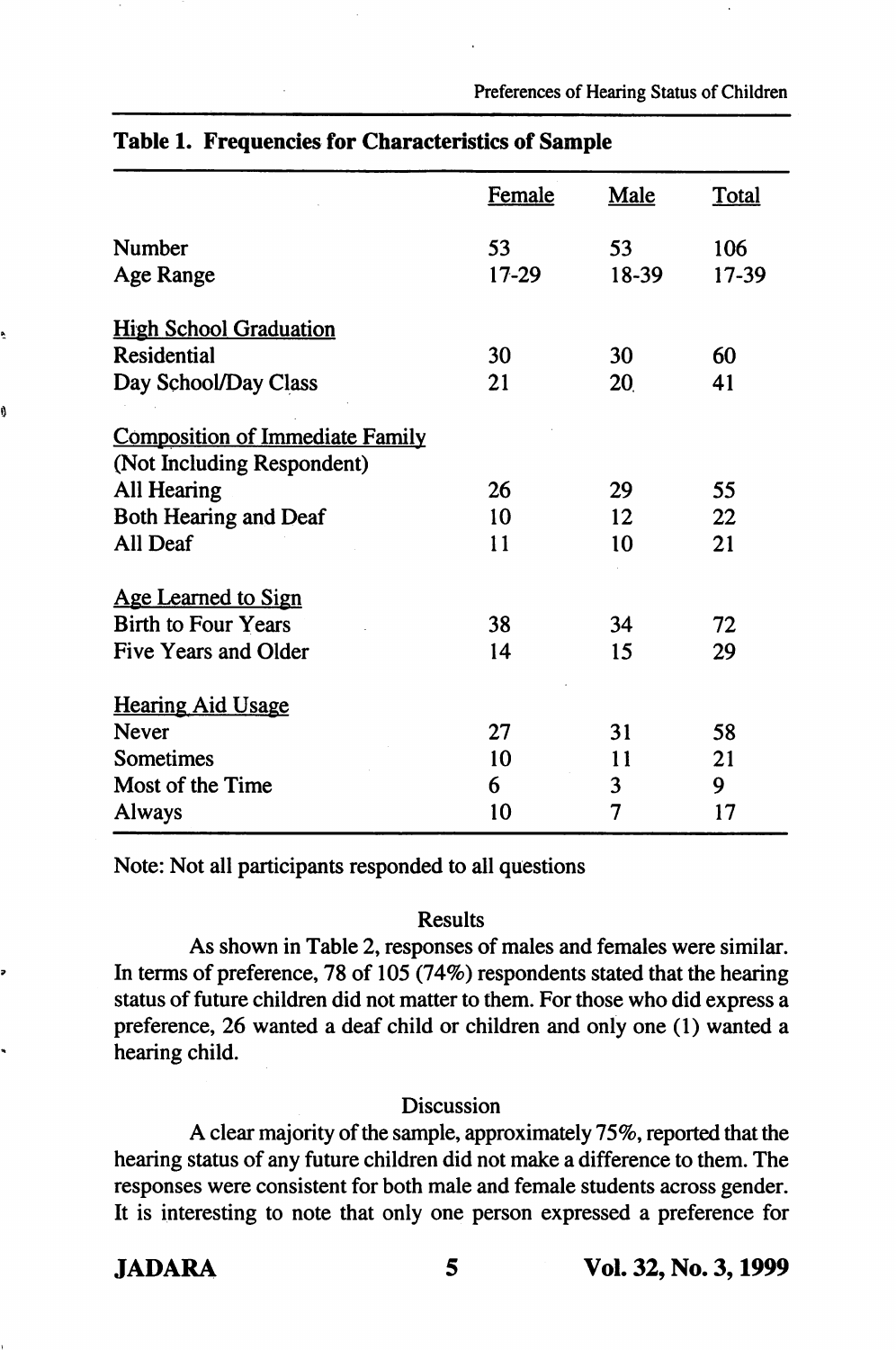**Table 1. Frequencies for Characteristics of Sample**

| | Female | Male | Total |
|---|---|---|---|
| Number | 53 | 53 | 106 |
| Age Range | 17-29 | 18-39 | 17-39 |
| **High School Graduation** | | | |
| Residential | 30 | 30 | 60 |
| Day School/Day Class | 21 | 20 | 41 |
| **Composition of Immediate Family (Not Including Respondent)** | | | |
| All Hearing | 26 | 29 | 55 |
| Both Hearing and Deaf | 10 | 12 | 22 |
| All Deaf | 11 | 10 | 21 |
| **Age Learned to Sign** | | | |
| Birth to Four Years | 38 | 34 | 72 |
| Five Years and Older | 14 | 15 | 29 |
| **Hearing Aid Usage** | | | |
| Never | 27 | 31 | 58 |
| Sometimes | 10 | 11 | 21 |
| Most of the Time | 6 | 3 | 9 |
| Always | 10 | 7 | 17 |

Note: Not all participants responded to all questions

## Results

As shown in Table 2, responses of males and females were similar. In terms of preference, 78 of 105 (74%) respondents stated that the hearing status of future children did not matter to them. For those who did express a preference, 26 wanted a deaf child or children and only one (1) wanted a hearing child.

## Discussion

A clear majority of the sample, approximately 75%, reported that the hearing status of any future children did not make a difference to them. The responses were consistent for both male and female students across gender. It is interesting to note that only one person expressed a preference for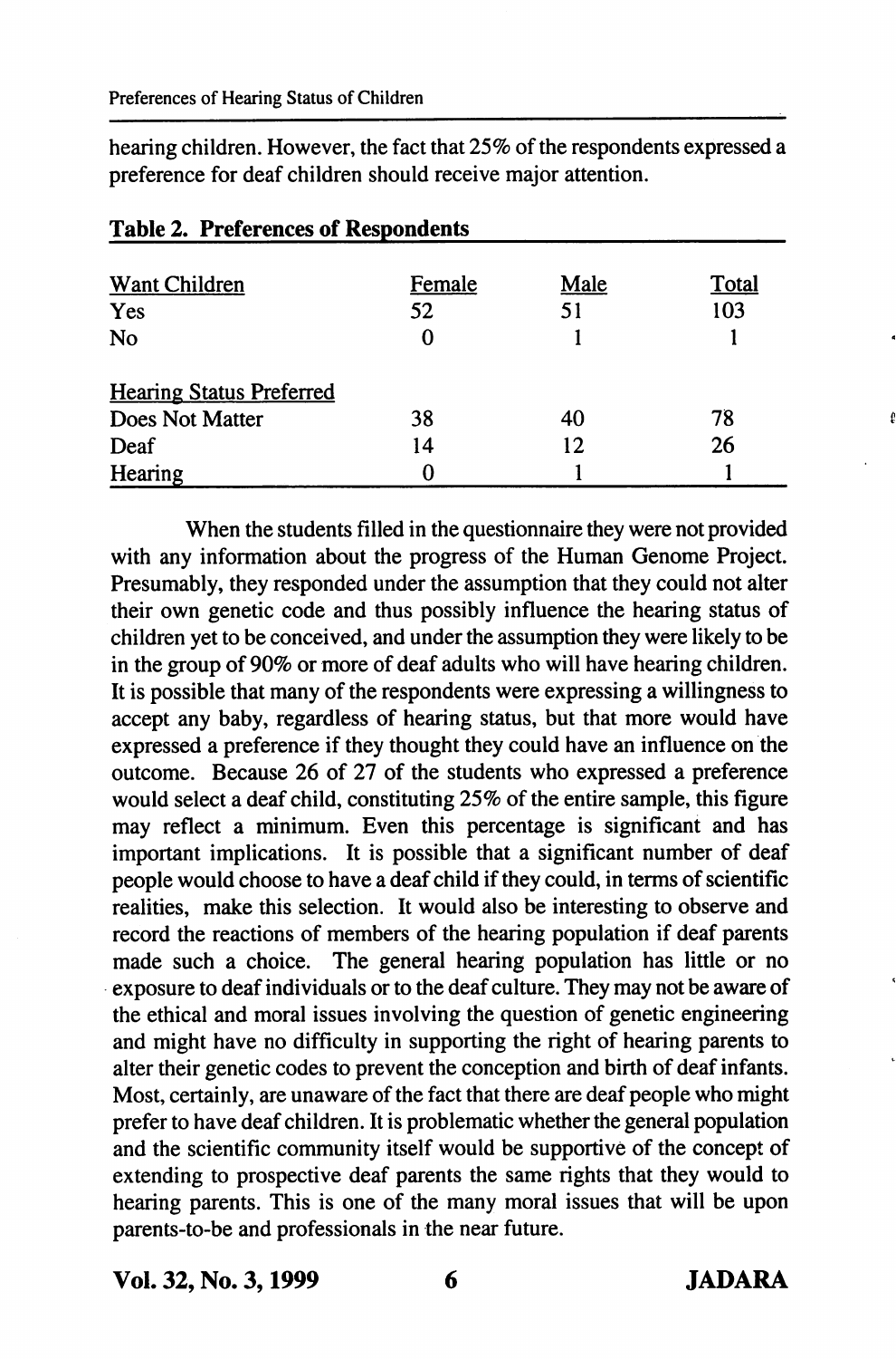hearing children. However, the fact that 25% of the respondents expressed a preference for deaf children should receive major attention.

**Table 2. Preferences of Respondents**

| Want Children | Female | Male | Total |
|---|---|---|---|
| Yes | 52 | 51 | 103 |
| No | 0 | 1 | 1 |
| **Hearing Status Preferred** | | | |
| Does Not Matter | 38 | 40 | 78 |
| Deaf | 14 | 12 | 26 |
| Hearing | 0 | 1 | 1 |

When the students filled in the questionnaire they were not provided with any information about the progress of the Human Genome Project. Presumably, they responded under the assumption that they could not alter their own genetic code and thus possibly influence the hearing status of children yet to be conceived, and under the assumption they were likely to be in the group of 90% or more of deaf adults who will have hearing children. It is possible that many of the respondents were expressing a willingness to accept any baby, regardless of hearing status, but that more would have expressed a preference if they thought they could have an influence on the outcome. Because 26 of 27 of the students who expressed a preference would select a deaf child, constituting 25% of the entire sample, this figure may reflect a minimum. Even this percentage is significant and has important implications. It is possible that a significant number of deaf people would choose to have a deaf child if they could, in terms of scientific realities, make this selection. It would also be interesting to observe and record the reactions of members of the hearing population if deaf parents made such a choice. The general hearing population has little or no exposure to deaf individuals or to the deaf culture. They may not be aware of the ethical and moral issues involving the question of genetic engineering and might have no difficulty in supporting the right of hearing parents to alter their genetic codes to prevent the conception and birth of deaf infants. Most, certainly, are unaware of the fact that there are deaf people who might prefer to have deaf children. It is problematic whether the general population and the scientific community itself would be supportive of the concept of extending to prospective deaf parents the same rights that they would to hearing parents. This is one of the many moral issues that will be upon parents-to-be and professionals in the near future.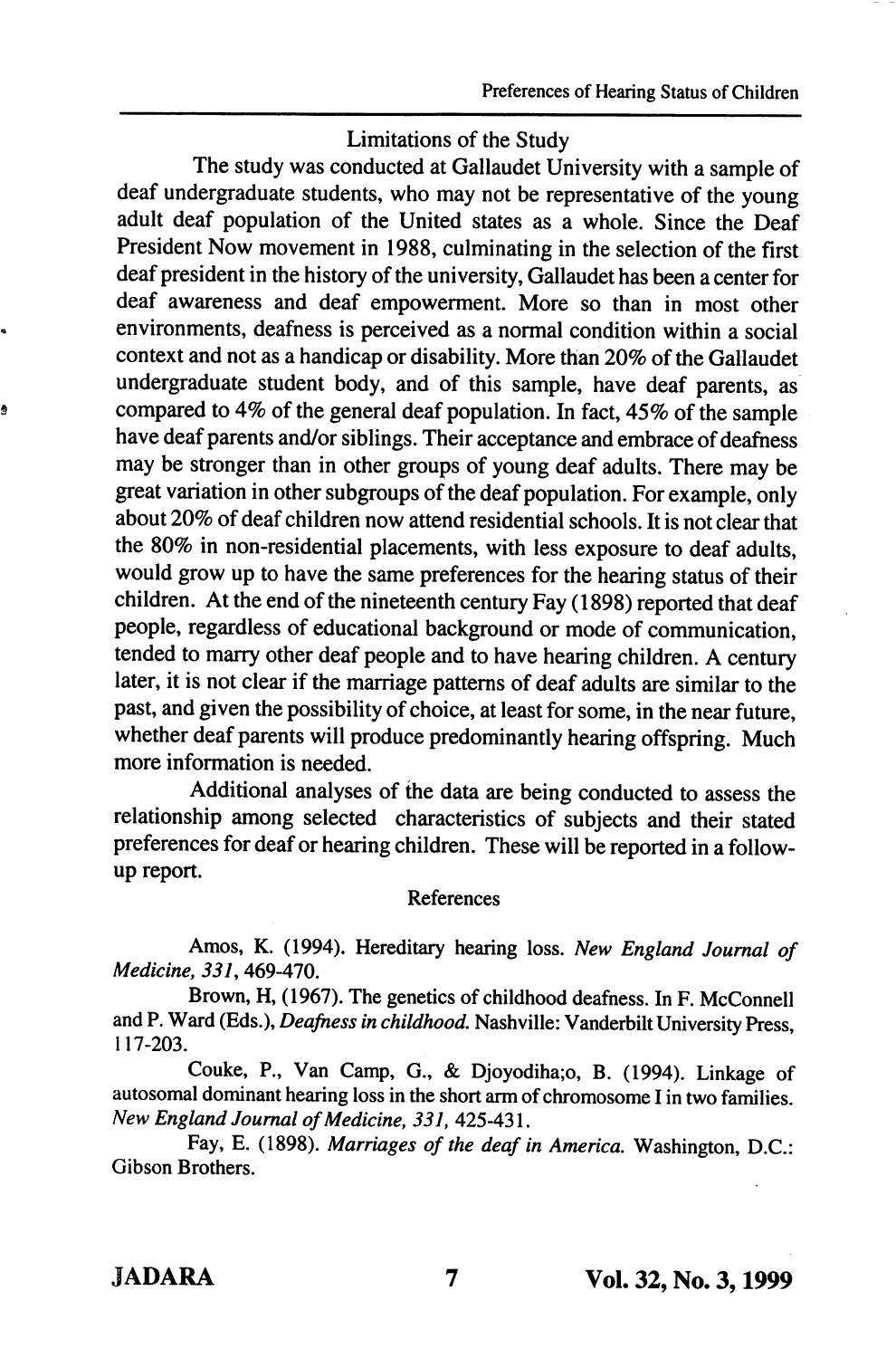## Limitations of the Study

The study was conducted at Gallaudet University with a sample of deaf undergraduate students, who may not be representative of the young adult deaf population of the United states as a whole. Since the Deaf President Now movement in 1988, culminating in the selection of the first deaf president in the history of the university, Gallaudet has been a center for deaf awareness and deaf empowerment. More so than in most other environments, deafness is perceived as a normal condition within a social context and not as a handicap or disability. More than 20% of the Gallaudet undergraduate student body, and of this sample, have deaf parents, as compared to 4% of the general deaf population. In fact, 45% of the sample have deaf parents and/or siblings. Their acceptance and embrace of deafness may be stronger than in other groups of young deaf adults. There may be great variation in other subgroups of the deaf population. For example, only about 20% of deaf children now attend residential schools. It is not clear that the 80% in non-residential placements, with less exposure to deaf adults, would grow up to have the same preferences for the hearing status of their children. At the end of the nineteenth century Fay (1898) reported that deaf people, regardless of educational background or mode of communication, tended to marry other deaf people and to have hearing children. A century later, it is not clear if the marriage patterns of deaf adults are similar to the past, and given the possibility of choice, at least for some, in the near future, whether deaf parents will produce predominantly hearing offspring. Much more information is needed.

Additional analyses of the data are being conducted to assess the relationship among selected characteristics of subjects and their stated preferences for deaf or hearing children. These will be reported in a follow-up report.

## References

Amos, K. (1994). Hereditary hearing loss. *New England Journal of Medicine, 331*, 469-470.

Brown, H, (1967). The genetics of childhood deafness. In F. McConnell and P. Ward (Eds.), *Deafness in childhood.* Nashville: Vanderbilt University Press, 117-203.

Couke, P., Van Camp, G., & Djoyodiha;o, B. (1994). Linkage of autosomal dominant hearing loss in the short arm of chromosome I in two families. *New England Journal of Medicine, 331*, 425-431.

Fay, E. (1898). *Marriages of the deaf in America.* Washington, D.C.: Gibson Brothers.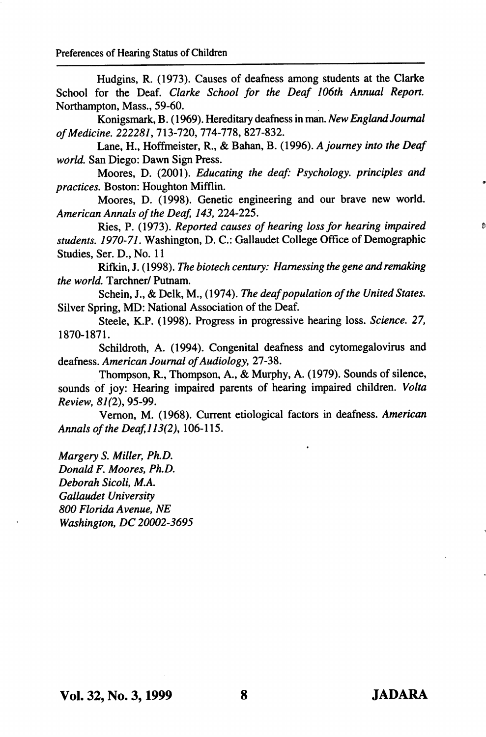Hudgins, R. (1973). Causes of deafness among students at the Clarke School for the Deaf. *Clarke School for the Deaf 106th Annual Report.* Northampton, Mass., 59-60.

Konigsmark, B. (1969). Hereditary deafness in man. *New England Journal of Medicine. 222281*, 713-720, 774-778, 827-832.

Lane, H., Hoffmeister, R., & Bahan, B. (1996). *A journey into the Deaf world.* San Diego: Dawn Sign Press.

Moores, D. (2001). *Educating the deaf: Psychology. principles and practices.* Boston: Houghton Mifflin.

Moores, D. (1998). Genetic engineering and our brave new world. *American Annals of the Deaf, 143,* 224-225.

Ries, P. (1973). *Reported causes of hearing loss for hearing impaired students. 1970-71.* Washington, D. C.: Gallaudet College Office of Demographic Studies, Ser. D., No. 11

Rifkin, J. (1998). *The biotech century: Harnessing the gene and remaking the world.* Tarchner/ Putnam.

Schein, J., & Delk, M., (1974). *The deaf population of the United States.* Silver Spring, MD: National Association of the Deaf.

Steele, K.P. (1998). Progress in progressive hearing loss. *Science. 27,* 1870-1871.

Schildroth, A. (1994). Congenital deafness and cytomegalovirus and deafness. *American Journal of Audiology,* 27-38.

Thompson, R., Thompson, A., & Murphy, A. (1979). Sounds of silence, sounds of joy: Hearing impaired parents of hearing impaired children. *Volta Review, 81*(2), 95-99.

Vernon, M. (1968). Current etiological factors in deafness. *American Annals of the Deaf,113(2),* 106-115.

*Margery S. Miller, Ph.D.*
*Donald F. Moores, Ph.D.*
*Deborah Sicoli, M.A.*
*Gallaudet University*
*800 Florida Avenue, NE*
*Washington, DC 20002-3695*